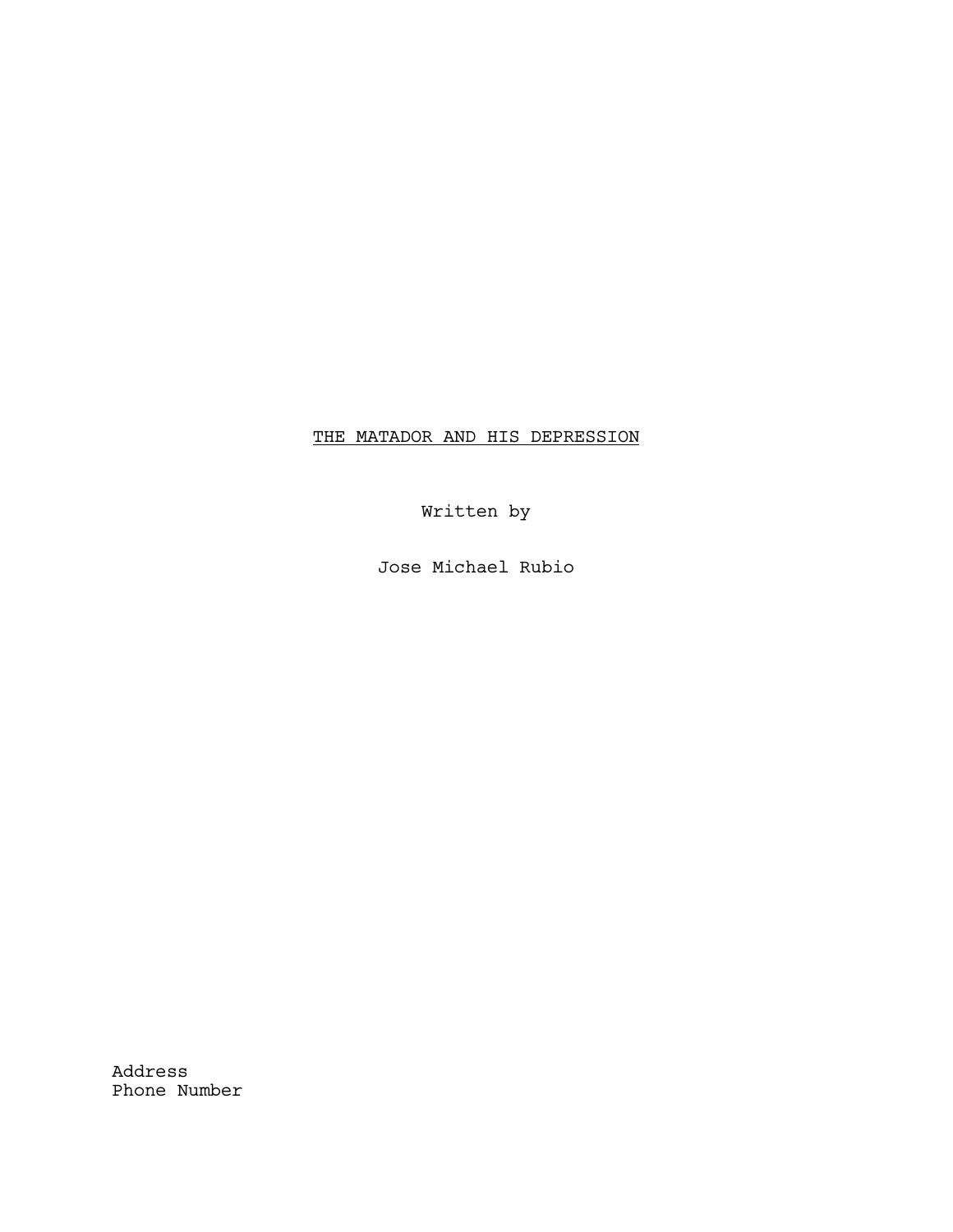# THE MATADOR AND HIS DEPRESSION

Written by

Jose Michael Rubio

Address
Phone Number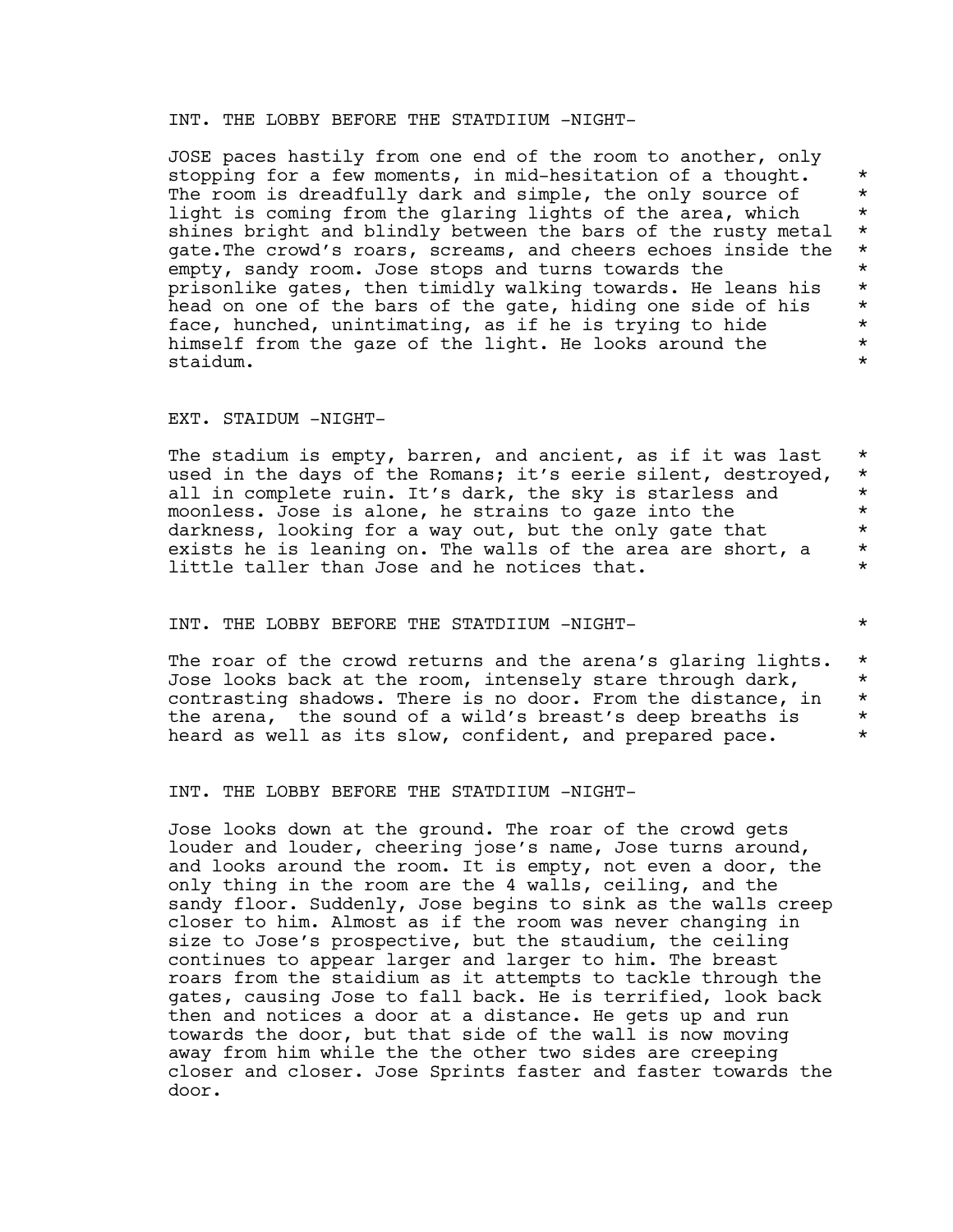INT. THE LOBBY BEFORE THE STATDIIUM -NIGHT-

JOSE paces hastily from one end of the room to another, only stopping for a few moments, in mid-hesitation of a thought. The room is dreadfully dark and simple, the only source of light is coming from the glaring lights of the area, which shines bright and blindly between the bars of the rusty metal gate.The crowd's roars, screams, and cheers echoes inside the empty, sandy room. Jose stops and turns towards the prisonlike gates, then timidly walking towards. He leans his head on one of the bars of the gate, hiding one side of his face, hunched, unintimating, as if he is trying to hide himself from the gaze of the light. He looks around the staidum. *

EXT. STAIDUM -NIGHT-

The stadium is empty, barren, and ancient, as if it was last used in the days of the Romans; it's eerie silent, destroyed, all in complete ruin. It's dark, the sky is starless and moonless. Jose is alone, he strains to gaze into the darkness, looking for a way out, but the only gate that exists he is leaning on. The walls of the area are short, a little taller than Jose and he notices that. *

INT. THE LOBBY BEFORE THE STATDIIUM -NIGHT- *

The roar of the crowd returns and the arena's glaring lights. Jose looks back at the room, intensely stare through dark, contrasting shadows. There is no door. From the distance, in the arena, the sound of a wild's breast's deep breaths is heard as well as its slow, confident, and prepared pace. *

INT. THE LOBBY BEFORE THE STATDIIUM -NIGHT-

Jose looks down at the ground. The roar of the crowd gets louder and louder, cheering jose's name, Jose turns around, and looks around the room. It is empty, not even a door, the only thing in the room are the 4 walls, ceiling, and the sandy floor. Suddenly, Jose begins to sink as the walls creep closer to him. Almost as if the room was never changing in size to Jose's prospective, but the staudium, the ceiling continues to appear larger and larger to him. The breast roars from the staidium as it attempts to tackle through the gates, causing Jose to fall back. He is terrified, look back then and notices a door at a distance. He gets up and run towards the door, but that side of the wall is now moving away from him while the the other two sides are creeping closer and closer. Jose Sprints faster and faster towards the door.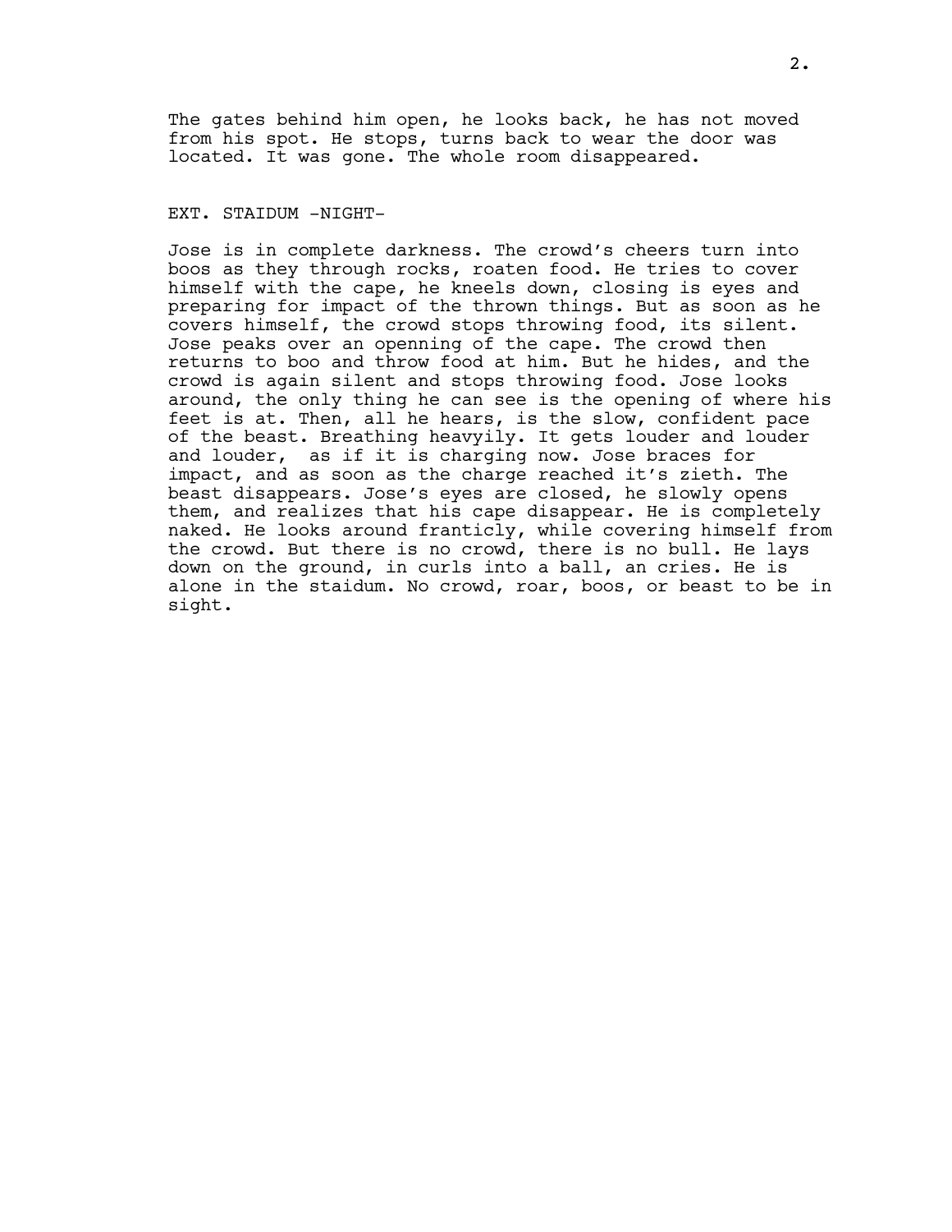The gates behind him open, he looks back, he has not moved from his spot. He stops, turns back to wear the door was located. It was gone. The whole room disappeared.

EXT. STAIDUM -NIGHT-

Jose is in complete darkness. The crowd's cheers turn into boos as they through rocks, roaten food. He tries to cover himself with the cape, he kneels down, closing is eyes and preparing for impact of the thrown things. But as soon as he covers himself, the crowd stops throwing food, its silent. Jose peaks over an openning of the cape. The crowd then returns to boo and throw food at him. But he hides, and the crowd is again silent and stops throwing food. Jose looks around, the only thing he can see is the opening of where his feet is at. Then, all he hears, is the slow, confident pace of the beast. Breathing heavyily. It gets louder and louder and louder, as if it is charging now. Jose braces for impact, and as soon as the charge reached it's zieth. The beast disappears. Jose's eyes are closed, he slowly opens them, and realizes that his cape disappear. He is completely naked. He looks around franticly, while covering himself from the crowd. But there is no crowd, there is no bull. He lays down on the ground, in curls into a ball, an cries. He is alone in the staidum. No crowd, roar, boos, or beast to be in sight.